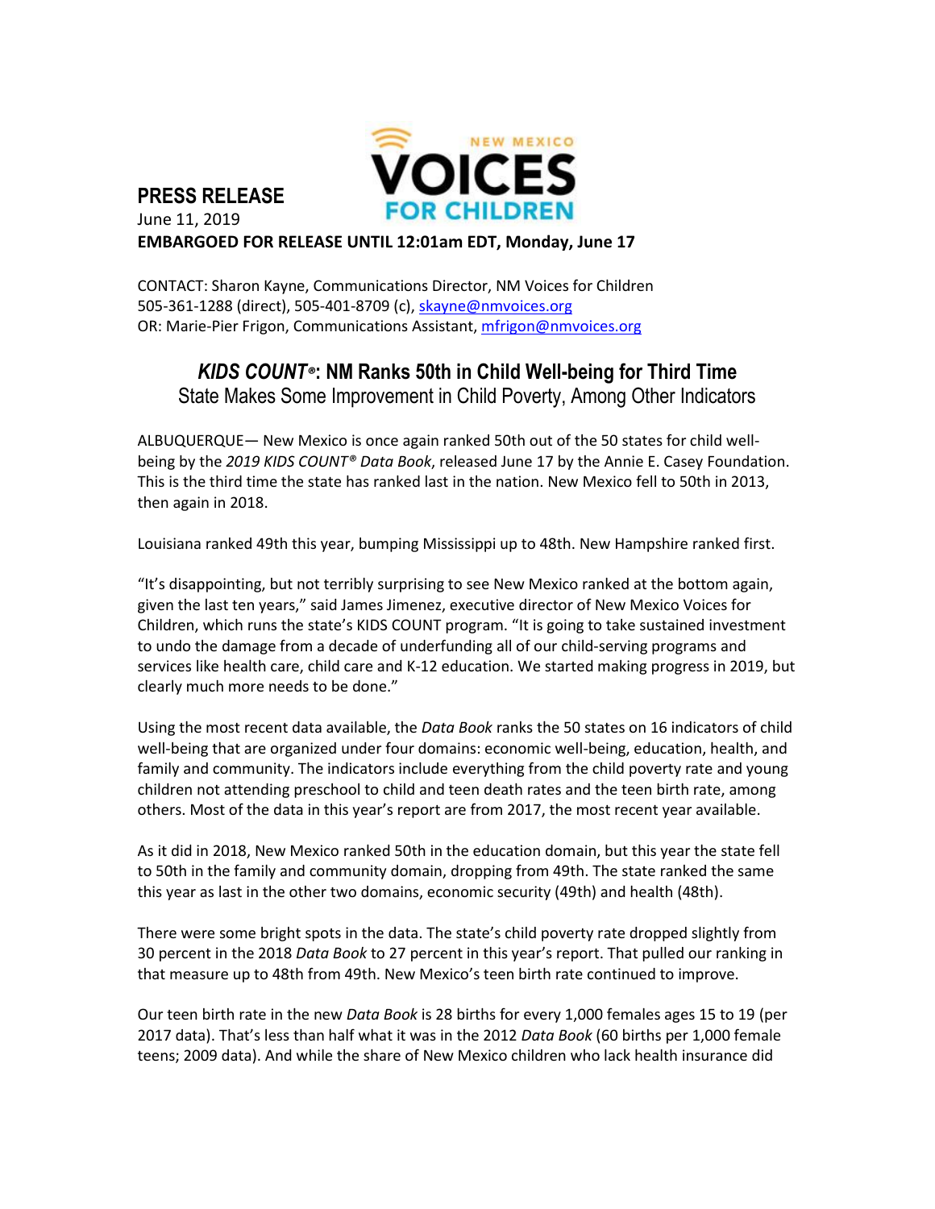**PRESS RELEASE**

June 11, 2019

**EMBARGOED FOR RELEASE UNTIL 12:01am EDT, Monday, June 17**

CONTACT: Sharon Kayne, Communications Director, NM Voices for Children
505-361-1288 (direct), 505-401-8709 (c), skayne@nmvoices.org
OR: Marie-Pier Frigon, Communications Assistant, mfrigon@nmvoices.org

# *KIDS COUNT®*: NM Ranks 50th in Child Well-being for Third Time

## State Makes Some Improvement in Child Poverty, Among Other Indicators

ALBUQUERQUE— New Mexico is once again ranked 50th out of the 50 states for child well-being by the *2019 KIDS COUNT® Data Book*, released June 17 by the Annie E. Casey Foundation. This is the third time the state has ranked last in the nation. New Mexico fell to 50th in 2013, then again in 2018.

Louisiana ranked 49th this year, bumping Mississippi up to 48th. New Hampshire ranked first.

"It's disappointing, but not terribly surprising to see New Mexico ranked at the bottom again, given the last ten years," said James Jimenez, executive director of New Mexico Voices for Children, which runs the state's KIDS COUNT program. "It is going to take sustained investment to undo the damage from a decade of underfunding all of our child-serving programs and services like health care, child care and K-12 education. We started making progress in 2019, but clearly much more needs to be done."

Using the most recent data available, the *Data Book* ranks the 50 states on 16 indicators of child well-being that are organized under four domains: economic well-being, education, health, and family and community. The indicators include everything from the child poverty rate and young children not attending preschool to child and teen death rates and the teen birth rate, among others. Most of the data in this year's report are from 2017, the most recent year available.

As it did in 2018, New Mexico ranked 50th in the education domain, but this year the state fell to 50th in the family and community domain, dropping from 49th. The state ranked the same this year as last in the other two domains, economic security (49th) and health (48th).

There were some bright spots in the data. The state's child poverty rate dropped slightly from 30 percent in the 2018 *Data Book* to 27 percent in this year's report. That pulled our ranking in that measure up to 48th from 49th. New Mexico's teen birth rate continued to improve.

Our teen birth rate in the new *Data Book* is 28 births for every 1,000 females ages 15 to 19 (per 2017 data). That's less than half what it was in the 2012 *Data Book* (60 births per 1,000 female teens; 2009 data). And while the share of New Mexico children who lack health insurance did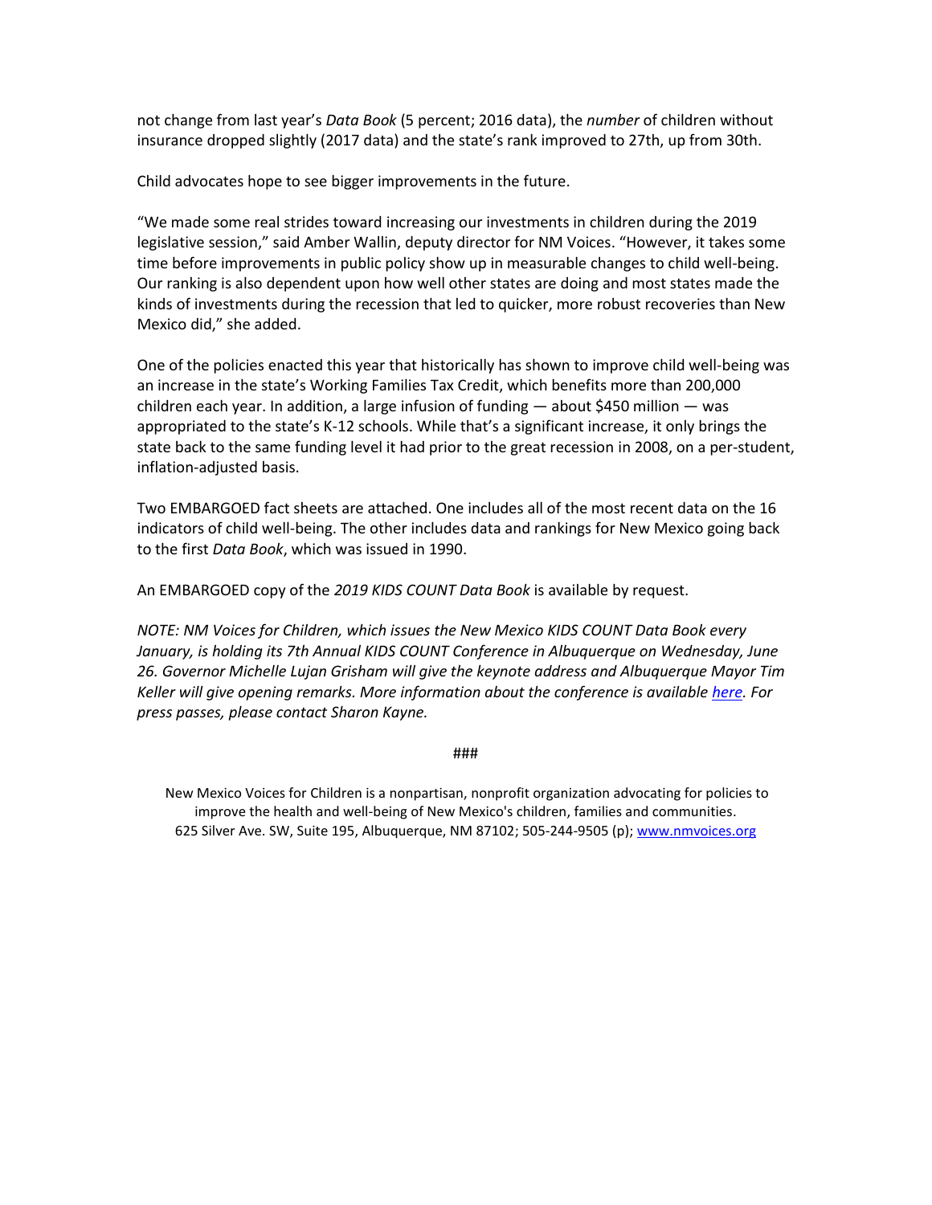not change from last year's *Data Book* (5 percent; 2016 data), the *number* of children without insurance dropped slightly (2017 data) and the state's rank improved to 27th, up from 30th.

Child advocates hope to see bigger improvements in the future.

"We made some real strides toward increasing our investments in children during the 2019 legislative session," said Amber Wallin, deputy director for NM Voices. "However, it takes some time before improvements in public policy show up in measurable changes to child well-being. Our ranking is also dependent upon how well other states are doing and most states made the kinds of investments during the recession that led to quicker, more robust recoveries than New Mexico did," she added.

One of the policies enacted this year that historically has shown to improve child well-being was an increase in the state's Working Families Tax Credit, which benefits more than 200,000 children each year. In addition, a large infusion of funding — about $450 million — was appropriated to the state's K-12 schools. While that's a significant increase, it only brings the state back to the same funding level it had prior to the great recession in 2008, on a per-student, inflation-adjusted basis.

Two EMBARGOED fact sheets are attached. One includes all of the most recent data on the 16 indicators of child well-being. The other includes data and rankings for New Mexico going back to the first *Data Book*, which was issued in 1990.

An EMBARGOED copy of the *2019 KIDS COUNT Data Book* is available by request.

*NOTE: NM Voices for Children, which issues the New Mexico KIDS COUNT Data Book every January, is holding its 7th Annual KIDS COUNT Conference in Albuquerque on Wednesday, June 26. Governor Michelle Lujan Grisham will give the keynote address and Albuquerque Mayor Tim Keller will give opening remarks. More information about the conference is available here. For press passes, please contact Sharon Kayne.*

###

New Mexico Voices for Children is a nonpartisan, nonprofit organization advocating for policies to improve the health and well-being of New Mexico's children, families and communities.
625 Silver Ave. SW, Suite 195, Albuquerque, NM 87102; 505-244-9505 (p); www.nmvoices.org